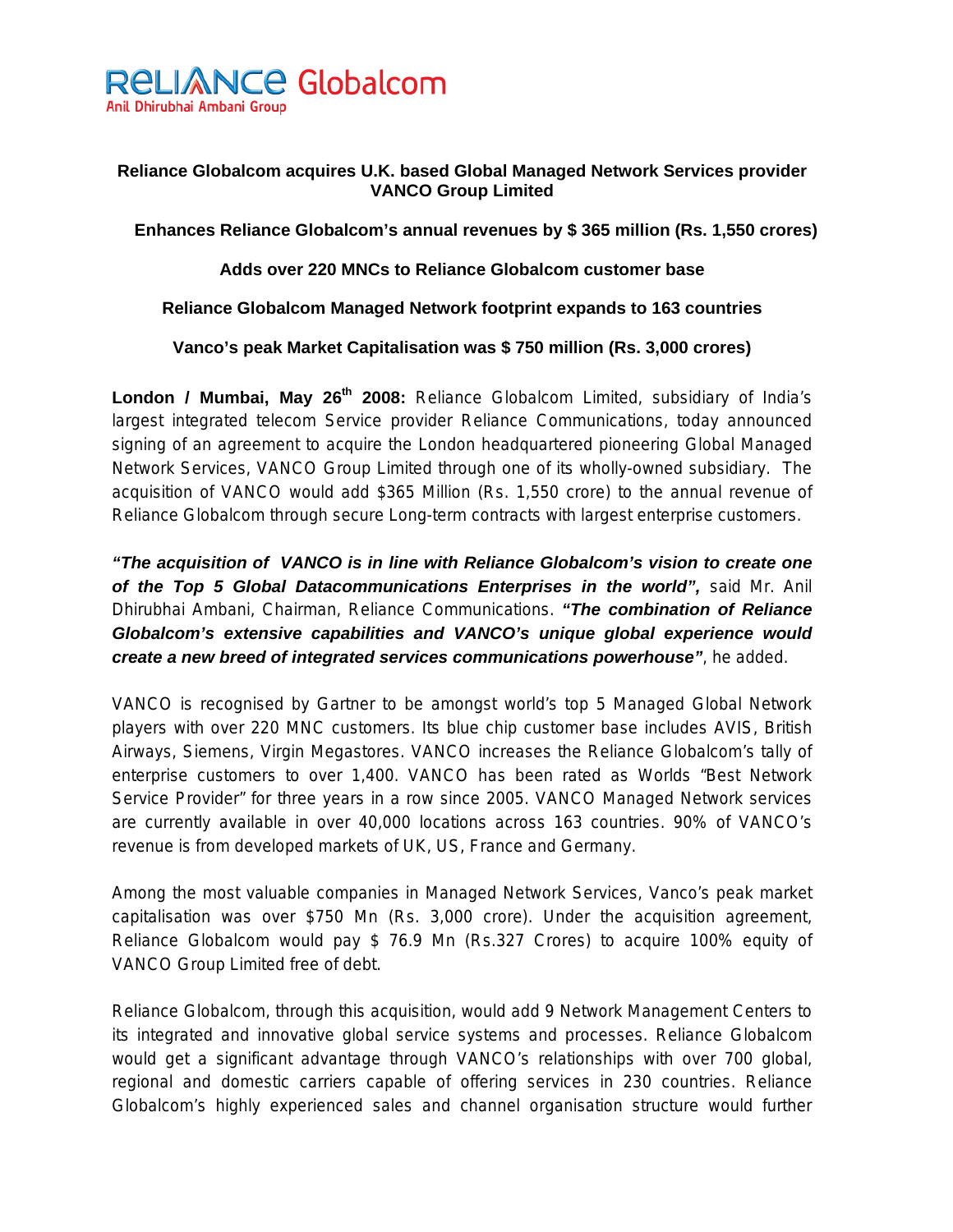**RELIANCE Globalcom**
Anil Dhirubhai Ambani Group

## Reliance Globalcom acquires U.K. based Global Managed Network Services provider VANCO Group Limited

### Enhances Reliance Globalcom's annual revenues by $ 365 million (Rs. 1,550 crores)

### Adds over 220 MNCs to Reliance Globalcom customer base

### Reliance Globalcom Managed Network footprint expands to 163 countries

### Vanco's peak Market Capitalisation was $ 750 million (Rs. 3,000 crores)

**London / Mumbai, May 26th 2008:** Reliance Globalcom Limited, subsidiary of India's largest integrated telecom Service provider Reliance Communications, today announced signing of an agreement to acquire the London headquartered pioneering Global Managed Network Services, VANCO Group Limited through one of its wholly-owned subsidiary. The acquisition of VANCO would add $365 Million (Rs. 1,550 crore) to the annual revenue of Reliance Globalcom through secure Long-term contracts with largest enterprise customers.

***"The acquisition of VANCO is in line with Reliance Globalcom's vision to create one of the Top 5 Global Datacommunications Enterprises in the world",*** said Mr. Anil Dhirubhai Ambani, Chairman, Reliance Communications. ***"The combination of Reliance Globalcom's extensive capabilities and VANCO's unique global experience would create a new breed of integrated services communications powerhouse"***, he added.

VANCO is recognised by Gartner to be amongst world's top 5 Managed Global Network players with over 220 MNC customers. Its blue chip customer base includes AVIS, British Airways, Siemens, Virgin Megastores. VANCO increases the Reliance Globalcom's tally of enterprise customers to over 1,400. VANCO has been rated as Worlds "Best Network Service Provider" for three years in a row since 2005. VANCO Managed Network services are currently available in over 40,000 locations across 163 countries. 90% of VANCO's revenue is from developed markets of UK, US, France and Germany.

Among the most valuable companies in Managed Network Services, Vanco's peak market capitalisation was over $750 Mn (Rs. 3,000 crore). Under the acquisition agreement, Reliance Globalcom would pay $ 76.9 Mn (Rs.327 Crores) to acquire 100% equity of VANCO Group Limited free of debt.

Reliance Globalcom, through this acquisition, would add 9 Network Management Centers to its integrated and innovative global service systems and processes. Reliance Globalcom would get a significant advantage through VANCO's relationships with over 700 global, regional and domestic carriers capable of offering services in 230 countries. Reliance Globalcom's highly experienced sales and channel organisation structure would further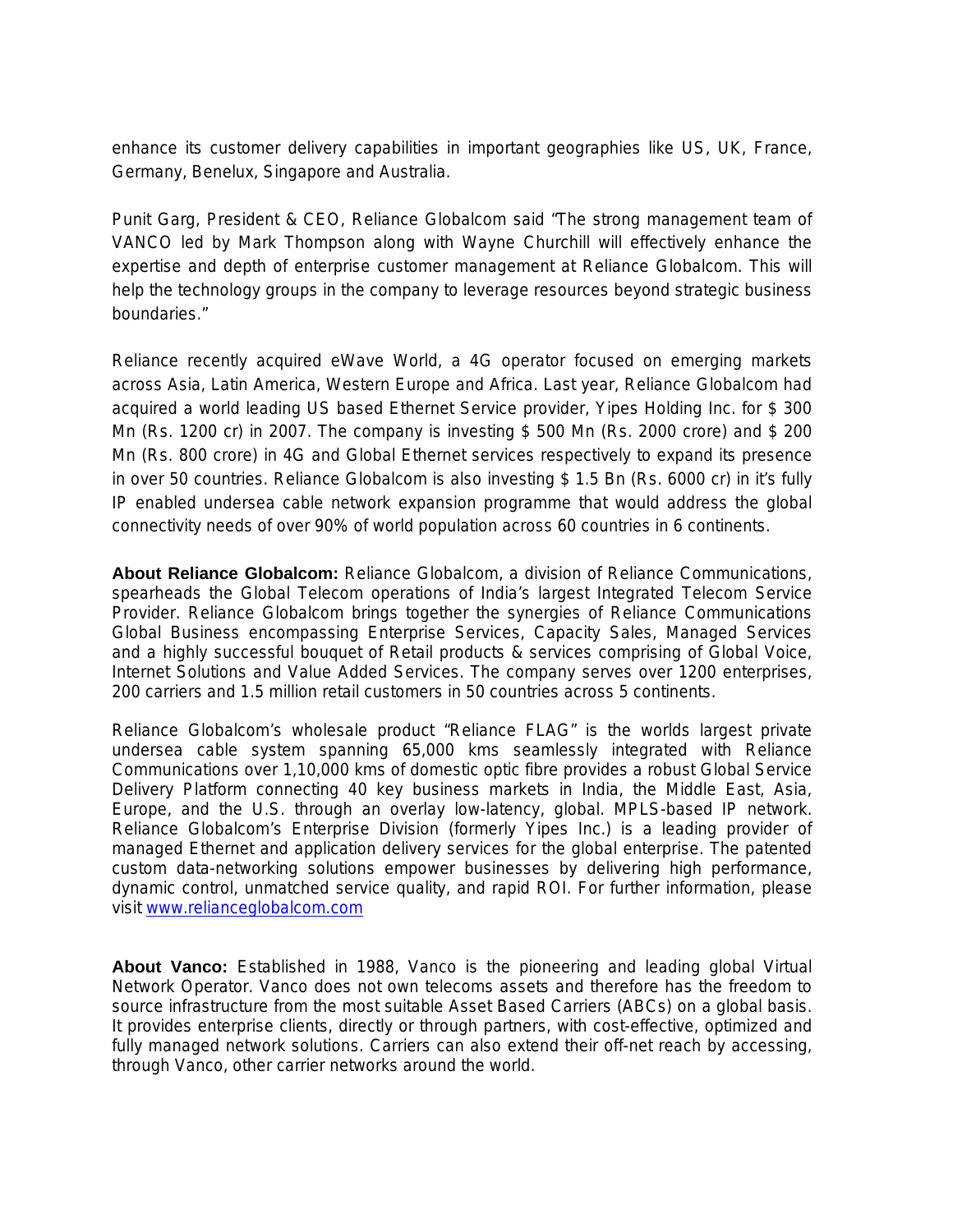enhance its customer delivery capabilities in important geographies like US, UK, France, Germany, Benelux, Singapore and Australia.

Punit Garg, President & CEO, Reliance Globalcom said "The strong management team of VANCO led by Mark Thompson along with Wayne Churchill will effectively enhance the expertise and depth of enterprise customer management at Reliance Globalcom. This will help the technology groups in the company to leverage resources beyond strategic business boundaries."

Reliance recently acquired eWave World, a 4G operator focused on emerging markets across Asia, Latin America, Western Europe and Africa. Last year, Reliance Globalcom had acquired a world leading US based Ethernet Service provider, Yipes Holding Inc. for $ 300 Mn (Rs. 1200 cr) in 2007. The company is investing $ 500 Mn (Rs. 2000 crore) and $ 200 Mn (Rs. 800 crore) in 4G and Global Ethernet services respectively to expand its presence in over 50 countries. Reliance Globalcom is also investing $ 1.5 Bn (Rs. 6000 cr) in it's fully IP enabled undersea cable network expansion programme that would address the global connectivity needs of over 90% of world population across 60 countries in 6 continents.

**About Reliance Globalcom:** Reliance Globalcom, a division of Reliance Communications, spearheads the Global Telecom operations of India's largest Integrated Telecom Service Provider. Reliance Globalcom brings together the synergies of Reliance Communications Global Business encompassing Enterprise Services, Capacity Sales, Managed Services and a highly successful bouquet of Retail products & services comprising of Global Voice, Internet Solutions and Value Added Services. The company serves over 1200 enterprises, 200 carriers and 1.5 million retail customers in 50 countries across 5 continents.

Reliance Globalcom's wholesale product "Reliance FLAG" is the worlds largest private undersea cable system spanning 65,000 kms seamlessly integrated with Reliance Communications over 1,10,000 kms of domestic optic fibre provides a robust Global Service Delivery Platform connecting 40 key business markets in India, the Middle East, Asia, Europe, and the U.S. through an overlay low-latency, global. MPLS-based IP network. Reliance Globalcom's Enterprise Division (formerly Yipes Inc.) is a leading provider of managed Ethernet and application delivery services for the global enterprise. The patented custom data-networking solutions empower businesses by delivering high performance, dynamic control, unmatched service quality, and rapid ROI. For further information, please visit www.relianceglobalcom.com

**About Vanco:** Established in 1988, Vanco is the pioneering and leading global Virtual Network Operator. Vanco does not own telecoms assets and therefore has the freedom to source infrastructure from the most suitable Asset Based Carriers (ABCs) on a global basis. It provides enterprise clients, directly or through partners, with cost-effective, optimized and fully managed network solutions. Carriers can also extend their off-net reach by accessing, through Vanco, other carrier networks around the world.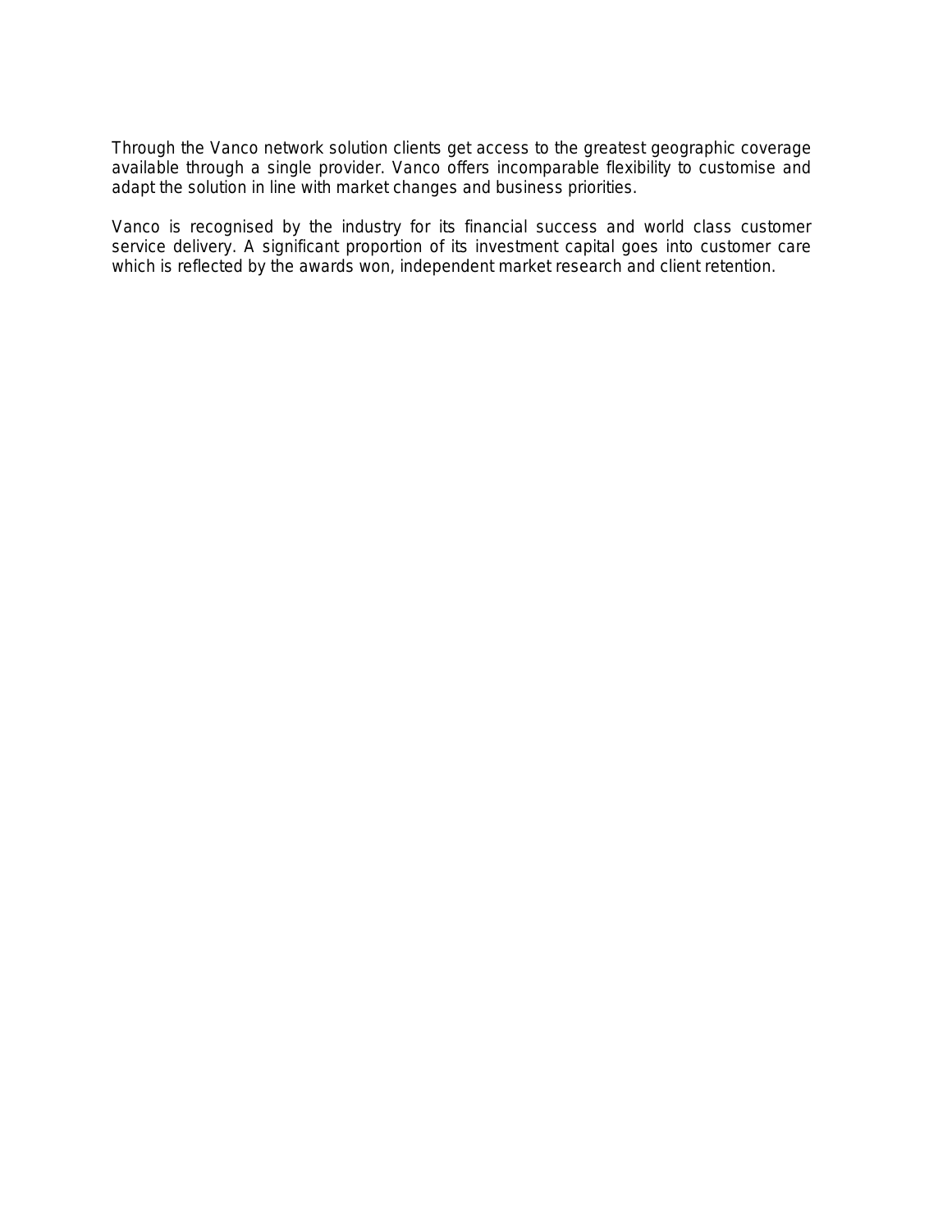Through the Vanco network solution clients get access to the greatest geographic coverage available through a single provider. Vanco offers incomparable flexibility to customise and adapt the solution in line with market changes and business priorities.

Vanco is recognised by the industry for its financial success and world class customer service delivery. A significant proportion of its investment capital goes into customer care which is reflected by the awards won, independent market research and client retention.